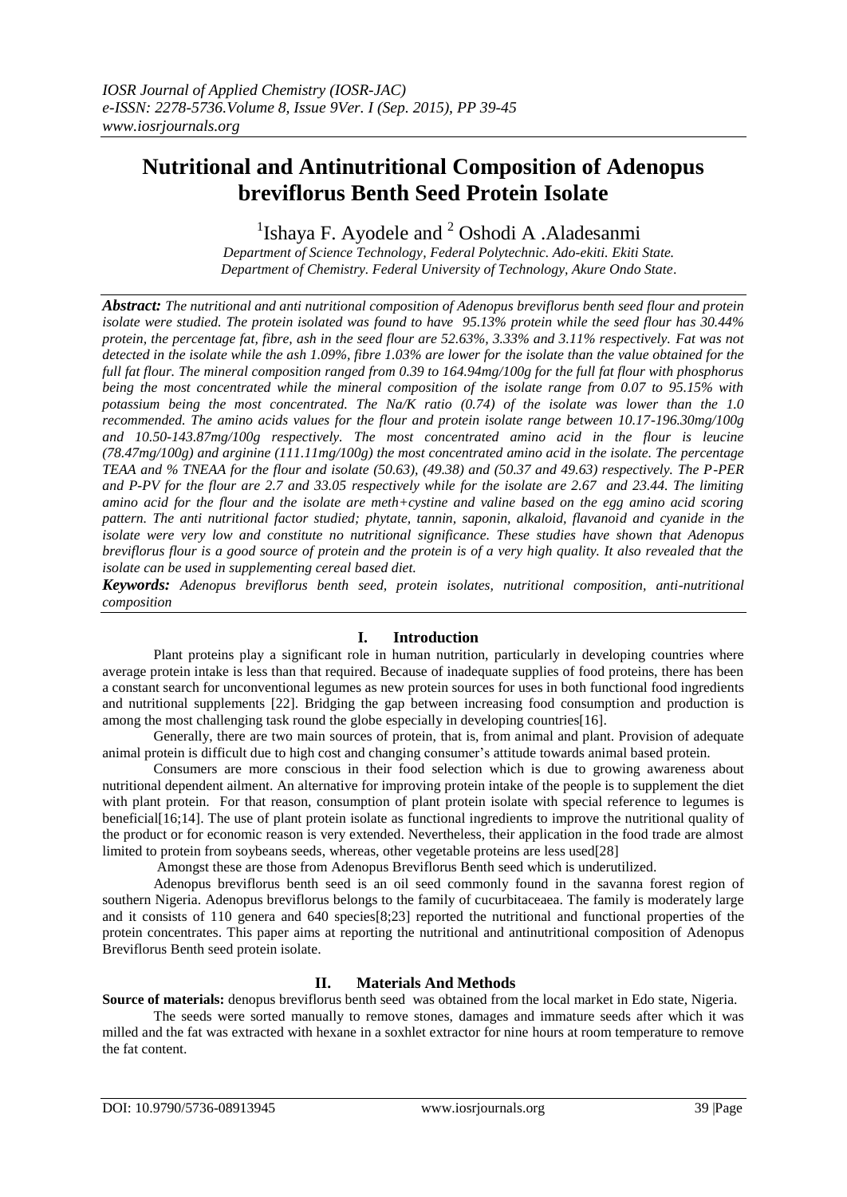*IOSR Journal of Applied Chemistry (IOSR-JAC)*
*e-ISSN: 2278-5736.Volume 8, Issue 9Ver. I (Sep. 2015), PP 39-45*
*www.iosrjournals.org*

# Nutritional and Antinutritional Composition of Adenopus breviflorus Benth Seed Protein Isolate

[1]Ishaya F. Ayodele and [2] Oshodi A .Aladesanmi

*Department of Science Technology, Federal Polytechnic. Ado-ekiti. Ekiti State.*
*Department of Chemistry. Federal University of Technology, Akure Ondo State.*

***Abstract:*** *The nutritional and anti nutritional composition of Adenopus breviflorus benth seed flour and protein isolate were studied. The protein isolated was found to have 95.13% protein while the seed flour has 30.44% protein, the percentage fat, fibre, ash in the seed flour are 52.63%, 3.33% and 3.11% respectively. Fat was not detected in the isolate while the ash 1.09%, fibre 1.03% are lower for the isolate than the value obtained for the full fat flour. The mineral composition ranged from 0.39 to 164.94mg/100g for the full fat flour with phosphorus being the most concentrated while the mineral composition of the isolate range from 0.07 to 95.15% with potassium being the most concentrated. The Na/K ratio (0.74) of the isolate was lower than the 1.0 recommended. The amino acids values for the flour and protein isolate range between 10.17-196.30mg/100g and 10.50-143.87mg/100g respectively. The most concentrated amino acid in the flour is leucine (78.47mg/100g) and arginine (111.11mg/100g) the most concentrated amino acid in the isolate. The percentage TEAA and % TNEAA for the flour and isolate (50.63), (49.38) and (50.37 and 49.63) respectively. The P-PER and P-PV for the flour are 2.7 and 33.05 respectively while for the isolate are 2.67 and 23.44. The limiting amino acid for the flour and the isolate are meth+cystine and valine based on the egg amino acid scoring pattern. The anti nutritional factor studied; phytate, tannin, saponin, alkaloid, flavanoid and cyanide in the isolate were very low and constitute no nutritional significance. These studies have shown that Adenopus breviflorus flour is a good source of protein and the protein is of a very high quality. It also revealed that the isolate can be used in supplementing cereal based diet.*

***Keywords:*** *Adenopus breviflorus benth seed, protein isolates, nutritional composition, anti-nutritional composition*

## I. Introduction

Plant proteins play a significant role in human nutrition, particularly in developing countries where average protein intake is less than that required. Because of inadequate supplies of food proteins, there has been a constant search for unconventional legumes as new protein sources for uses in both functional food ingredients and nutritional supplements [22]. Bridging the gap between increasing food consumption and production is among the most challenging task round the globe especially in developing countries[16].

Generally, there are two main sources of protein, that is, from animal and plant. Provision of adequate animal protein is difficult due to high cost and changing consumer's attitude towards animal based protein.

Consumers are more conscious in their food selection which is due to growing awareness about nutritional dependent ailment. An alternative for improving protein intake of the people is to supplement the diet with plant protein. For that reason, consumption of plant protein isolate with special reference to legumes is beneficial[16;14]. The use of plant protein isolate as functional ingredients to improve the nutritional quality of the product or for economic reason is very extended. Nevertheless, their application in the food trade are almost limited to protein from soybeans seeds, whereas, other vegetable proteins are less used[28]

Amongst these are those from Adenopus Breviflorus Benth seed which is underutilized.

Adenopus breviflorus benth seed is an oil seed commonly found in the savanna forest region of southern Nigeria. Adenopus breviflorus belongs to the family of cucurbitaceaea. The family is moderately large and it consists of 110 genera and 640 species[8;23] reported the nutritional and functional properties of the protein concentrates. This paper aims at reporting the nutritional and antinutritional composition of Adenopus Breviflorus Benth seed protein isolate.

## II. Materials And Methods

**Source of materials:** denopus breviflorus benth seed was obtained from the local market in Edo state, Nigeria.

The seeds were sorted manually to remove stones, damages and immature seeds after which it was milled and the fat was extracted with hexane in a soxhlet extractor for nine hours at room temperature to remove the fat content.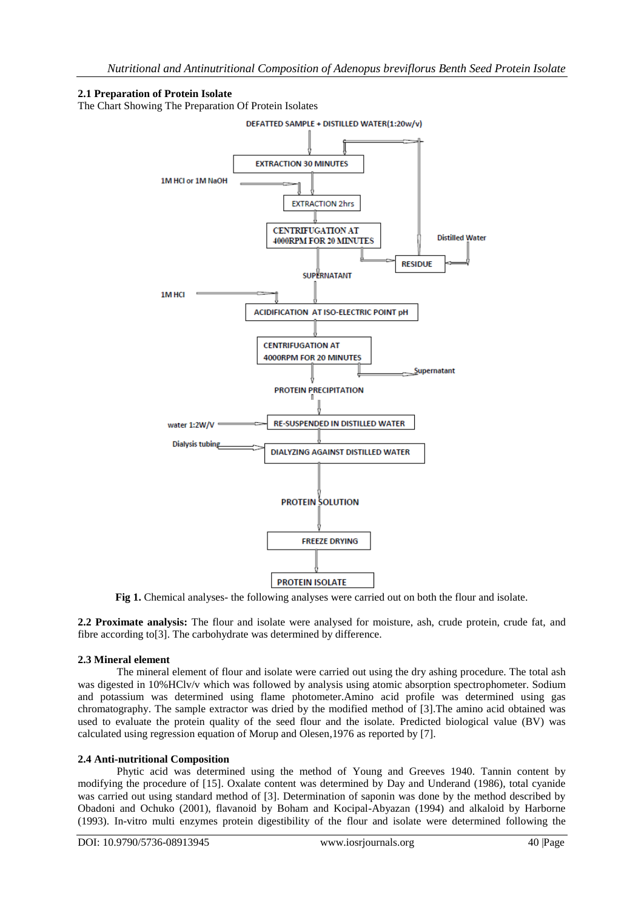### 2.1 Preparation of Protein Isolate

The Chart Showing The Preparation Of Protein Isolates

DEFATTED SAMPLE + DISTILLED WATER(1:20w/v)

EXTRACTION 30 MINUTES

1M HCl or 1M NaOH

EXTRACTION 2hrs

CENTRIFUGATION AT 4000RPM FOR 20 MINUTES

Distilled Water

RESIDUE

SUPERNATANT

1M HCl

ACIDIFICATION AT ISO-ELECTRIC POINT pH

CENTRIFUGATION AT 4000RPM FOR 20 MINUTES

Supernatant

PROTEIN PRECIPITATION

water 1:2W/V

RE-SUSPENDED IN DISTILLED WATER

Dialysis tubing

DIALYZING AGAINST DISTILLED WATER

PROTEIN SOLUTION

FREEZE DRYING

PROTEIN ISOLATE

**Fig 1.** Chemical analyses- the following analyses were carried out on both the flour and isolate.

**2.2 Proximate analysis:** The flour and isolate were analysed for moisture, ash, crude protein, crude fat, and fibre according to[3]. The carbohydrate was determined by difference.

### 2.3 Mineral element

The mineral element of flour and isolate were carried out using the dry ashing procedure. The total ash was digested in 10%HClv/v which was followed by analysis using atomic absorption spectrophometer. Sodium and potassium was determined using flame photometer.Amino acid profile was determined using gas chromatography. The sample extractor was dried by the modified method of [3].The amino acid obtained was used to evaluate the protein quality of the seed flour and the isolate. Predicted biological value (BV) was calculated using regression equation of Morup and Olesen,1976 as reported by [7].

### 2.4 Anti-nutritional Composition

Phytic acid was determined using the method of Young and Greeves 1940. Tannin content by modifying the procedure of [15]. Oxalate content was determined by Day and Underand (1986), total cyanide was carried out using standard method of [3]. Determination of saponin was done by the method described by Obadoni and Ochuko (2001), flavanoid by Boham and Kocipal-Abyazan (1994) and alkaloid by Harborne (1993). In-vitro multi enzymes protein digestibility of the flour and isolate were determined following the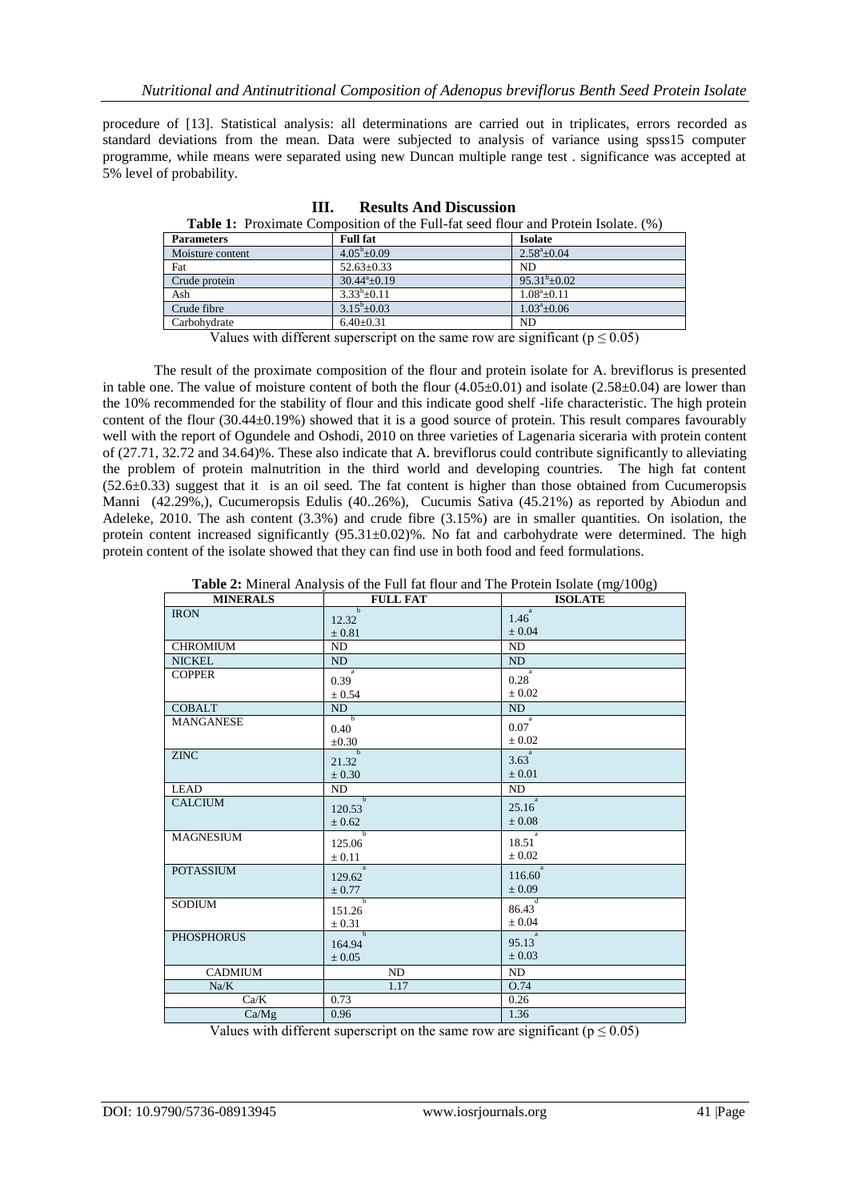procedure of [13]. Statistical analysis: all determinations are carried out in triplicates, errors recorded as standard deviations from the mean. Data were subjected to analysis of variance using spss15 computer programme, while means were separated using new Duncan multiple range test . significance was accepted at 5% level of probability.

## III. Results And Discussion

**Table 1:** Proximate Composition of the Full-fat seed flour and Protein Isolate. (%)

| Parameters | Full fat | Isolate |
|---|---|---|
| Moisture content | $4.05^{b}\pm0.09$ | $2.58^{a}\pm0.04$ |
| Fat | $52.63\pm0.33$ | ND |
| Crude protein | $30.44^{a}\pm0.19$ | $95.31^{b}\pm0.02$ |
| Ash | $3.33^{b}\pm0.11$ | $1.08^{a}\pm0.11$ |
| Crude fibre | $3.15^{b}\pm0.03$ | $1.03^{a}\pm0.06$ |
| Carbohydrate | $6.40\pm0.31$ | ND |

Values with different superscript on the same row are significant ($p \leq 0.05$)

The result of the proximate composition of the flour and protein isolate for A. breviflorus is presented in table one. The value of moisture content of both the flour (4.05±0.01) and isolate (2.58±0.04) are lower than the 10% recommended for the stability of flour and this indicate good shelf -life characteristic. The high protein content of the flour (30.44±0.19%) showed that it is a good source of protein. This result compares favourably well with the report of Ogundele and Oshodi, 2010 on three varieties of Lagenaria siceraria with protein content of (27.71, 32.72 and 34.64)%. These also indicate that A. breviflorus could contribute significantly to alleviating the problem of protein malnutrition in the third world and developing countries. The high fat content (52.6±0.33) suggest that it is an oil seed. The fat content is higher than those obtained from Cucumeropsis Manni (42.29%,), Cucumeropsis Edulis (40..26%), Cucumis Sativa (45.21%) as reported by Abiodun and Adeleke, 2010. The ash content (3.3%) and crude fibre (3.15%) are in smaller quantities. On isolation, the protein content increased significantly (95.31±0.02)%. No fat and carbohydrate were determined. The high protein content of the isolate showed that they can find use in both food and feed formulations.

**Table 2:** Mineral Analysis of the Full fat flour and The Protein Isolate (mg/100g)

| MINERALS | FULL FAT | ISOLATE |
|---|---|---|
| IRON | $12.32^{b}$ ± 0.81 | $1.46^{a}$ ± 0.04 |
| CHROMIUM | ND | ND |
| NICKEL | ND | ND |
| COPPER | $0.39^{a}$ ± 0.54 | $0.28^{a}$ ± 0.02 |
| COBALT | ND | ND |
| MANGANESE | $0.40^{b}$ ±0.30 | $0.07^{a}$ ± 0.02 |
| ZINC | $21.32^{b}$ ± 0.30 | $3.63^{a}$ ± 0.01 |
| LEAD | ND | ND |
| CALCIUM | $120.53^{b}$ ± 0.62 | $25.16^{a}$ ± 0.08 |
| MAGNESIUM | $125.06^{b}$ ± 0.11 | $18.51^{a}$ ± 0.02 |
| POTASSIUM | $129.62^{a}$ ± 0.77 | $116.60^{a}$ ± 0.09 |
| SODIUM | $151.26^{b}$ ± 0.31 | $86.43^{d}$ ± 0.04 |
| PHOSPHORUS | $164.94^{b}$ ± 0.05 | $95.13^{a}$ ± 0.03 |
| CADMIUM | ND | ND |
| Na/K | 1.17 | O.74 |
| Ca/K | 0.73 | 0.26 |
| Ca/Mg | 0.96 | 1.36 |

Values with different superscript on the same row are significant ($p \leq 0.05$)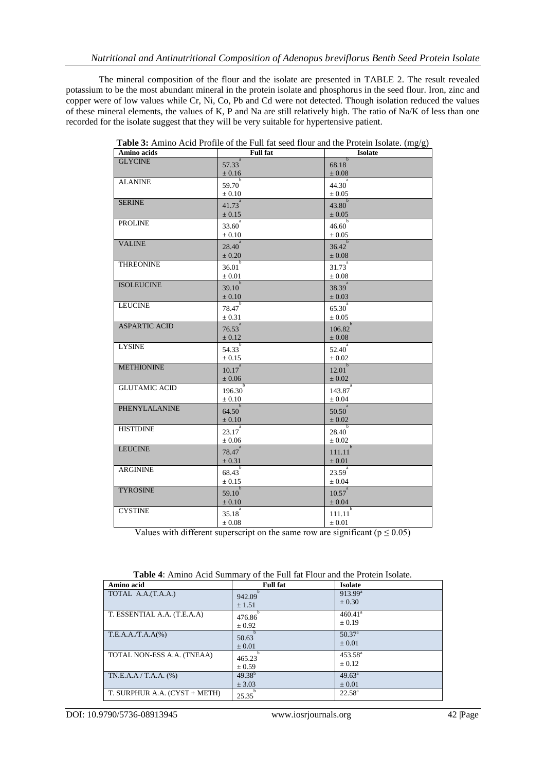The mineral composition of the flour and the isolate are presented in TABLE 2. The result revealed potassium to be the most abundant mineral in the protein isolate and phosphorus in the seed flour. Iron, zinc and copper were of low values while Cr, Ni, Co, Pb and Cd were not detected. Though isolation reduced the values of these mineral elements, the values of K, P and Na are still relatively high. The ratio of Na/K of less than one recorded for the isolate suggest that they will be very suitable for hypertensive patient.

**Table 3:** Amino Acid Profile of the Full fat seed flour and the Protein Isolate. (mg/g)

| Amino acids | Full fat | Isolate |
|---|---|---|
| GLYCINE | 57.33[a] ± 0.16 | 68.18[b] ± 0.08 |
| ALANINE | 59.70[b] ± 0.10 | 44.30[a] ± 0.05 |
| SERINE | 41.73[a] ± 0.15 | 43.80[b] ± 0.05 |
| PROLINE | 33.60[a] ± 0.10 | 46.60[b] ± 0.05 |
| VALINE | 28.40[a] ± 0.20 | 36.42[b] ± 0.08 |
| THREONINE | 36.01[b] ± 0.01 | 31.73[a] ± 0.08 |
| ISOLEUCINE | 39.10[b] ± 0.10 | 38.39[a] ± 0.03 |
| LEUCINE | 78.47[b] ± 0.31 | 65.30[a] ± 0.05 |
| ASPARTIC ACID | 76.53[a] ± 0.12 | 106.82[b] ± 0.08 |
| LYSINE | 54.33[b] ± 0.15 | 52.40[a] ± 0.02 |
| METHIONINE | 10.17[a] ± 0.06 | 12.01[b] ± 0.02 |
| GLUTAMIC ACID | 196.30[b] ± 0.10 | 143.87[a] ± 0.04 |
| PHENYLALANINE | 64.50[b] ± 0.10 | 50.50[a] ± 0.02 |
| HISTIDINE | 23.17[a] ± 0.06 | 28.40[b] ± 0.02 |
| LEUCINE | 78.47[a] ± 0.31 | 111.11[b] ± 0.01 |
| ARGININE | 68.43[b] ± 0.15 | 23.59[a] ± 0.04 |
| TYROSINE | 59.10[b] ± 0.10 | 10.57[a] ± 0.04 |
| CYSTINE | 35.18[a] ± 0.08 | 111.11[b] ± 0.01 |

Values with different superscript on the same row are significant ($p \leq 0.05$)

**Table 4**: Amino Acid Summary of the Full fat Flour and the Protein Isolate.

| Amino acid | Full fat | Isolate |
|---|---|---|
| TOTAL A.A.(T.A.A.) | 942.09[b] ± 1.51 | 913.99[a] ± 0.30 |
| T. ESSENTIAL A.A. (T.E.A.A) | 476.86[b] ± 0.92 | 460.41[a] ± 0.19 |
| T.E.A.A./T.A.A(%) | 50.63[b] ± 0.01 | 50.37[a] ± 0.01 |
| TOTAL NON-ESS A.A. (TNEAA) | 465.23[b] ± 0.59 | 453.58[a] ± 0.12 |
| TN.E.A.A / T.A.A. (%) | 49.38[b] ± 3.03 | 49.63[a] ± 0.01 |
| T. SURPHUR A.A. (CYST + METH) | 25.35[b] | 22.58[a] |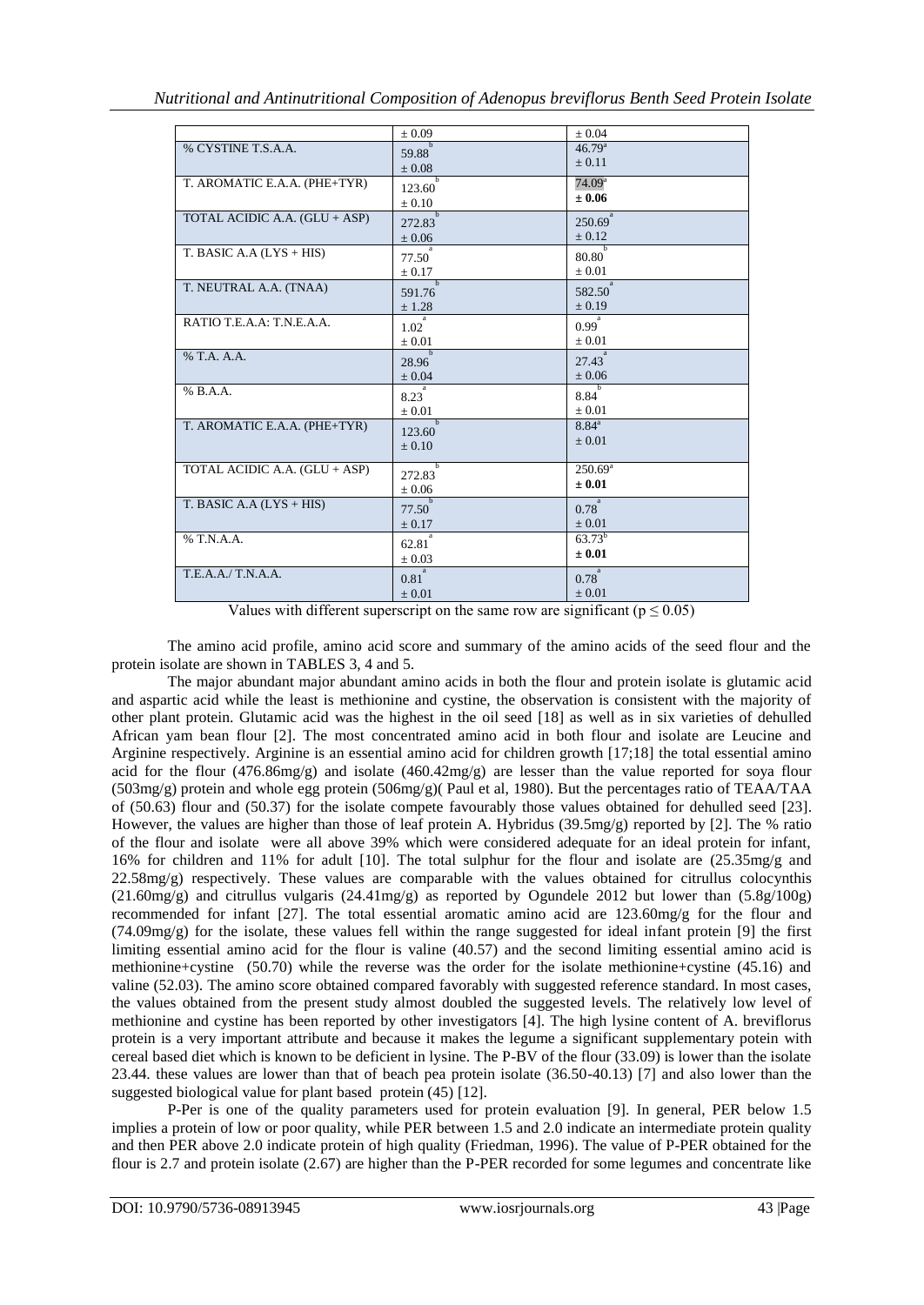| | ± 0.09 | ± 0.04 |
|---|---|---|
| % CYSTINE T.S.A.A. | 59.88[b] ± 0.08 | 46.79[a] ± 0.11 |
| T. AROMATIC E.A.A. (PHE+TYR) | 123.60[b] ± 0.10 | 74.09[a] **± 0.06** |
| TOTAL ACIDIC A.A. (GLU + ASP) | 272.83[b] ± 0.06 | 250.69[a] ± 0.12 |
| T. BASIC A.A (LYS + HIS) | 77.50[a] ± 0.17 | 80.80[b] ± 0.01 |
| T. NEUTRAL A.A. (TNAA) | 591.76[b] ± 1.28 | 582.50[a] ± 0.19 |
| RATIO T.E.A.A: T.N.E.A.A. | 1.02[a] ± 0.01 | 0.99[a] ± 0.01 |
| % T.A. A.A. | 28.96[b] ± 0.04 | 27.43[a] ± 0.06 |
| % B.A.A. | 8.23[a] ± 0.01 | 8.84[b] ± 0.01 |
| T. AROMATIC E.A.A. (PHE+TYR) | 123.60[b] ± 0.10 | 8.84[a] ± 0.01 |
| TOTAL ACIDIC A.A. (GLU + ASP) | 272.83[b] ± 0.06 | 250.69[a] **± 0.01** |
| T. BASIC A.A (LYS + HIS) | 77.50[b] ± 0.17 | 0.78[a] ± 0.01 |
| % T.N.A.A. | 62.81[a] ± 0.03 | 63.73[b] **± 0.01** |
| T.E.A.A./ T.N.A.A. | 0.81[a] ± 0.01 | 0.78[a] ± 0.01 |

Values with different superscript on the same row are significant ($p \leq 0.05$)

The amino acid profile, amino acid score and summary of the amino acids of the seed flour and the protein isolate are shown in TABLES 3, 4 and 5.

The major abundant major abundant amino acids in both the flour and protein isolate is glutamic acid and aspartic acid while the least is methionine and cystine, the observation is consistent with the majority of other plant protein. Glutamic acid was the highest in the oil seed [18] as well as in six varieties of dehulled African yam bean flour [2]. The most concentrated amino acid in both flour and isolate are Leucine and Arginine respectively. Arginine is an essential amino acid for children growth [17;18] the total essential amino acid for the flour (476.86mg/g) and isolate (460.42mg/g) are lesser than the value reported for soya flour (503mg/g) protein and whole egg protein (506mg/g)( Paul et al, 1980). But the percentages ratio of TEAA/TAA of (50.63) flour and (50.37) for the isolate compete favourably those values obtained for dehulled seed [23]. However, the values are higher than those of leaf protein A. Hybridus (39.5mg/g) reported by [2]. The % ratio of the flour and isolate were all above 39% which were considered adequate for an ideal protein for infant, 16% for children and 11% for adult [10]. The total sulphur for the flour and isolate are (25.35mg/g and 22.58mg/g) respectively. These values are comparable with the values obtained for citrullus colocynthis (21.60mg/g) and citrullus vulgaris (24.41mg/g) as reported by Ogundele 2012 but lower than (5.8g/100g) recommended for infant [27]. The total essential aromatic amino acid are 123.60mg/g for the flour and (74.09mg/g) for the isolate, these values fell within the range suggested for ideal infant protein [9] the first limiting essential amino acid for the flour is valine (40.57) and the second limiting essential amino acid is methionine+cystine (50.70) while the reverse was the order for the isolate methionine+cystine (45.16) and valine (52.03). The amino score obtained compared favorably with suggested reference standard. In most cases, the values obtained from the present study almost doubled the suggested levels. The relatively low level of methionine and cystine has been reported by other investigators [4]. The high lysine content of A. breviflorus protein is a very important attribute and because it makes the legume a significant supplementary potein with cereal based diet which is known to be deficient in lysine. The P-BV of the flour (33.09) is lower than the isolate 23.44. these values are lower than that of beach pea protein isolate (36.50-40.13) [7] and also lower than the suggested biological value for plant based protein (45) [12].

P-Per is one of the quality parameters used for protein evaluation [9]. In general, PER below 1.5 implies a protein of low or poor quality, while PER between 1.5 and 2.0 indicate an intermediate protein quality and then PER above 2.0 indicate protein of high quality (Friedman, 1996). The value of P-PER obtained for the flour is 2.7 and protein isolate (2.67) are higher than the P-PER recorded for some legumes and concentrate like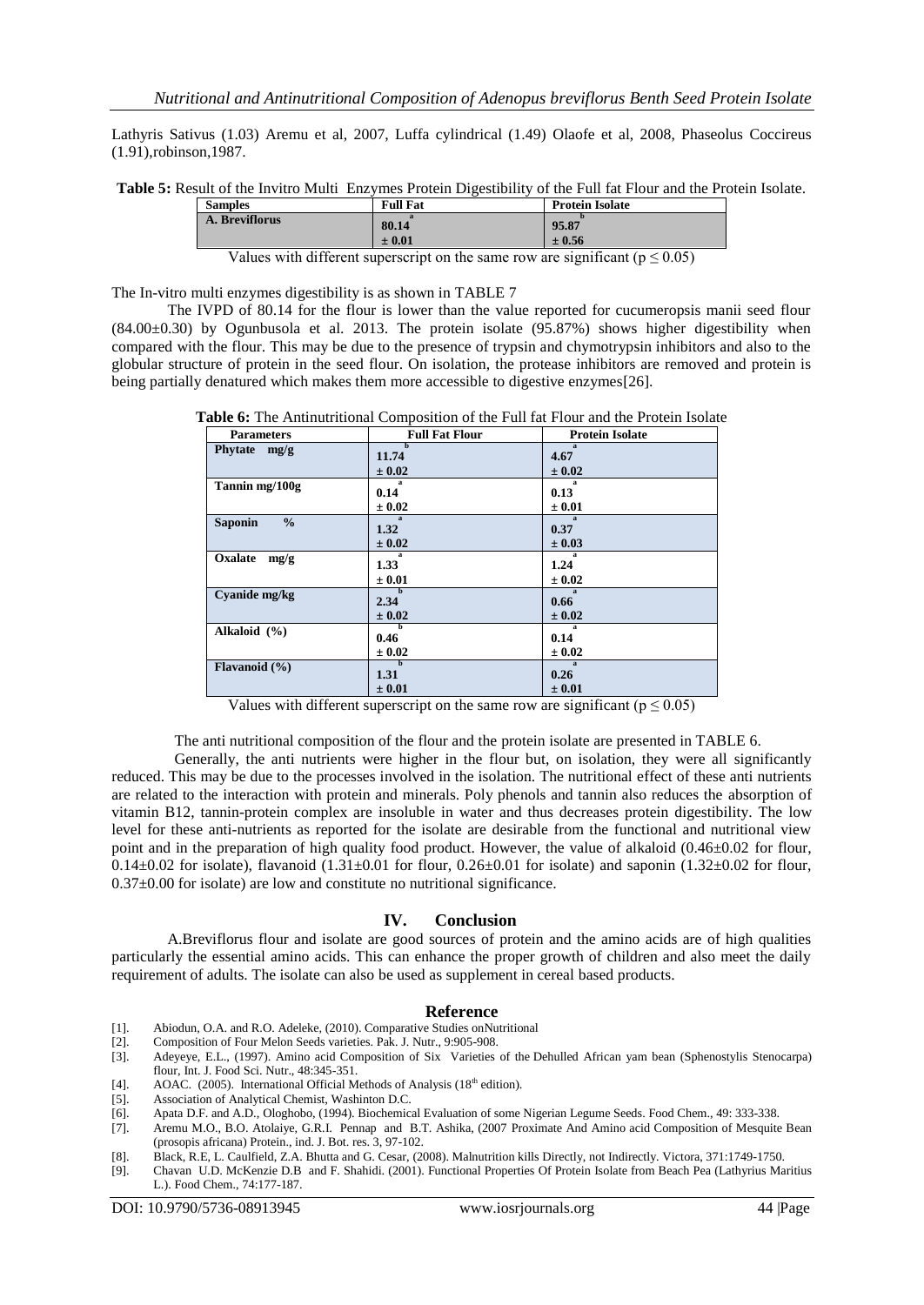Lathyris Sativus (1.03) Aremu et al, 2007, Luffa cylindrical (1.49) Olaofe et al, 2008, Phaseolus Coccireus (1.91),robinson,1987.

**Table 5:** Result of the Invitro Multi Enzymes Protein Digestibility of the Full fat Flour and the Protein Isolate.

| Samples | Full Fat | Protein Isolate |
|---|---|---|
| A. Breviflorus | 80.14[a] ± 0.01 | 95.87[b] ± 0.56 |

Values with different superscript on the same row are significant ($p \leq 0.05$)

The In-vitro multi enzymes digestibility is as shown in TABLE 7

The IVPD of 80.14 for the flour is lower than the value reported for cucumeropsis manii seed flour (84.00±0.30) by Ogunbusola et al. 2013. The protein isolate (95.87%) shows higher digestibility when compared with the flour. This may be due to the presence of trypsin and chymotrypsin inhibitors and also to the globular structure of protein in the seed flour. On isolation, the protease inhibitors are removed and protein is being partially denatured which makes them more accessible to digestive enzymes[26].

**Table 6:** The Antinutritional Composition of the Full fat Flour and the Protein Isolate

| Parameters | Full Fat Flour | Protein Isolate |
|---|---|---|
| Phytate mg/g | 11.74[b] ± 0.02 | 4.67[a] ± 0.02 |
| Tannin mg/100g | 0.14[a] ± 0.02 | 0.13[a] ± 0.01 |
| Saponin % | 1.32[a] ± 0.02 | 0.37[a] ± 0.03 |
| Oxalate mg/g | 1.33[a] ± 0.01 | 1.24[a] ± 0.02 |
| Cyanide mg/kg | 2.34[b] ± 0.02 | 0.66[a] ± 0.02 |
| Alkaloid (%) | 0.46[b] ± 0.02 | 0.14[a] ± 0.02 |
| Flavanoid (%) | 1.31[b] ± 0.01 | 0.26[a] ± 0.01 |

Values with different superscript on the same row are significant ($p \leq 0.05$)

The anti nutritional composition of the flour and the protein isolate are presented in TABLE 6.

Generally, the anti nutrients were higher in the flour but, on isolation, they were all significantly reduced. This may be due to the processes involved in the isolation. The nutritional effect of these anti nutrients are related to the interaction with protein and minerals. Poly phenols and tannin also reduces the absorption of vitamin B12, tannin-protein complex are insoluble in water and thus decreases protein digestibility. The low level for these anti-nutrients as reported for the isolate are desirable from the functional and nutritional view point and in the preparation of high quality food product. However, the value of alkaloid (0.46±0.02 for flour, 0.14±0.02 for isolate), flavanoid (1.31±0.01 for flour, 0.26±0.01 for isolate) and saponin (1.32±0.02 for flour, 0.37±0.00 for isolate) are low and constitute no nutritional significance.

## IV. Conclusion

A.Breviflorus flour and isolate are good sources of protein and the amino acids are of high qualities particularly the essential amino acids. This can enhance the proper growth of children and also meet the daily requirement of adults. The isolate can also be used as supplement in cereal based products.

## Reference

[1]. Abiodun, O.A. and R.O. Adeleke, (2010). Comparative Studies onNutritional

[2]. Composition of Four Melon Seeds varieties. Pak. J. Nutr., 9:905-908.

[3]. Adeyeye, E.L., (1997). Amino acid Composition of Six Varieties of the Dehulled African yam bean (Sphenostylis Stenocarpa) flour, Int. J. Food Sci. Nutr., 48:345-351.

[4]. AOAC. (2005). International Official Methods of Analysis (18th edition).

[5]. Association of Analytical Chemist, Washinton D.C.

[6]. Apata D.F. and A.D., Ologhobo, (1994). Biochemical Evaluation of some Nigerian Legume Seeds. Food Chem., 49: 333-338.

[7]. Aremu M.O., B.O. Atolaiye, G.R.I. Pennap and B.T. Ashika, (2007 Proximate And Amino acid Composition of Mesquite Bean (prosopis africana) Protein., ind. J. Bot. res. 3, 97-102.

[8]. Black, R.E, L. Caulfield, Z.A. Bhutta and G. Cesar, (2008). Malnutrition kills Directly, not Indirectly. Victora, 371:1749-1750.

[9]. Chavan U.D. McKenzie D.B and F. Shahidi. (2001). Functional Properties Of Protein Isolate from Beach Pea (Lathyrius Maritius L.). Food Chem., 74:177-187.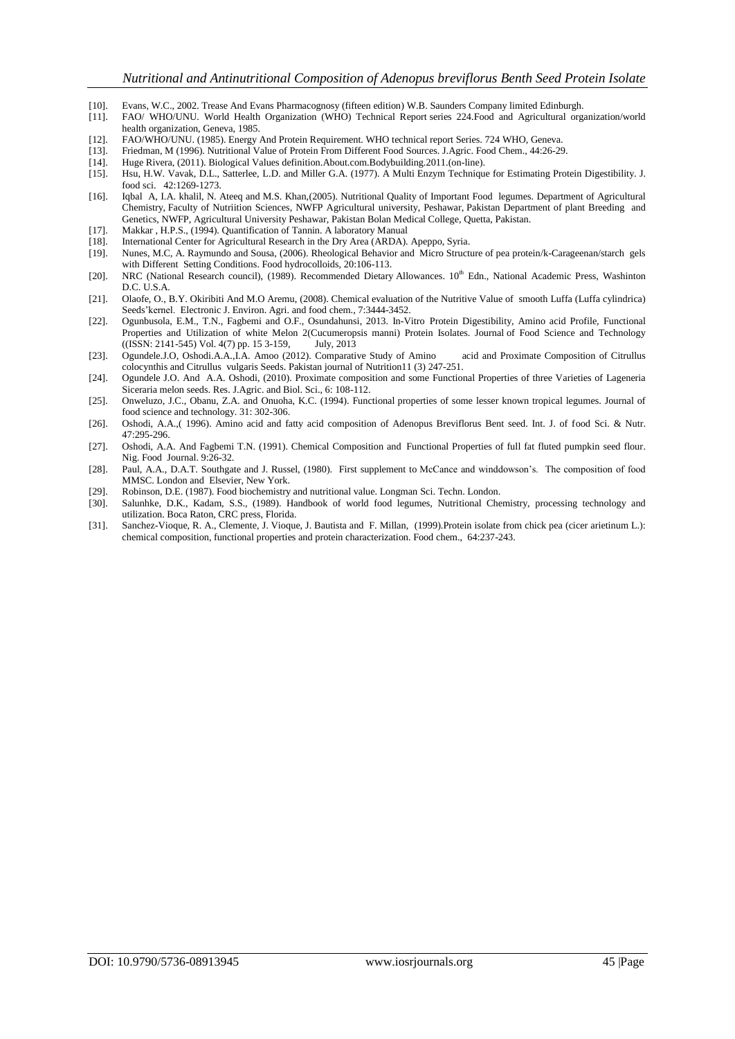[10]. Evans, W.C., 2002. Trease And Evans Pharmacognosy (fifteen edition) W.B. Saunders Company limited Edinburgh.

[11]. FAO/ WHO/UNU. World Health Organization (WHO) Technical Report series 224.Food and Agricultural organization/world health organization, Geneva, 1985.

[12]. FAO/WHO/UNU. (1985). Energy And Protein Requirement. WHO technical report Series. 724 WHO, Geneva.

[13]. Friedman, M (1996). Nutritional Value of Protein From Different Food Sources. J.Agric. Food Chem., 44:26-29.

[14]. Huge Rivera, (2011). Biological Values definition.About.com.Bodybuilding.2011.(on-line).

[15]. Hsu, H.W. Vavak, D.L., Satterlee, L.D. and Miller G.A. (1977). A Multi Enzym Technique for Estimating Protein Digestibility. J. food sci. 42:1269-1273.

[16]. Iqbal A, I.A. khalil, N. Ateeq and M.S. Khan,(2005). Nutritional Quality of Important Food legumes. Department of Agricultural Chemistry, Faculty of Nutriition Sciences, NWFP Agricultural university, Peshawar, Pakistan Department of plant Breeding and Genetics, NWFP, Agricultural University Peshawar, Pakistan Bolan Medical College, Quetta, Pakistan.

[17]. Makkar , H.P.S., (1994). Quantification of Tannin. A laboratory Manual

[18]. International Center for Agricultural Research in the Dry Area (ARDA). Apeppo, Syria.

[19]. Nunes, M.C, A. Raymundo and Sousa, (2006). Rheological Behavior and Micro Structure of pea protein/k-Carageenan/starch gels with Different Setting Conditions. Food hydrocolloids, 20:106-113.

[20]. NRC (National Research council), (1989). Recommended Dietary Allowances. 10th Edn., National Academic Press, Washinton D.C. U.S.A.

[21]. Olaofe, O., B.Y. Okiribiti And M.O Aremu, (2008). Chemical evaluation of the Nutritive Value of smooth Luffa (Luffa cylindrica) Seeds'kernel. Electronic J. Environ. Agri. and food chem., 7:3444-3452.

[22]. Ogunbusola, E.M., T.N., Fagbemi and O.F., Osundahunsi, 2013. In-Vitro Protein Digestibility, Amino acid Profile, Functional Properties and Utilization of white Melon 2(Cucumeropsis manni) Protein Isolates. Journal of Food Science and Technology ((ISSN: 2141-545) Vol. 4(7) pp. 15 3-159, July, 2013

[23]. Ogundele.J.O, Oshodi.A.A.,I.A. Amoo (2012). Comparative Study of Amino acid and Proximate Composition of Citrullus colocynthis and Citrullus vulgaris Seeds. Pakistan journal of Nutrition11 (3) 247-251.

[24]. Ogundele J.O. And A.A. Oshodi, (2010). Proximate composition and some Functional Properties of three Varieties of Lageneria Siceraria melon seeds. Res. J.Agric. and Biol. Sci., 6: 108-112.

[25]. Onweluzo, J.C., Obanu, Z.A. and Onuoha, K.C. (1994). Functional properties of some lesser known tropical legumes. Journal of food science and technology. 31: 302-306.

[26]. Oshodi, A.A.,( 1996). Amino acid and fatty acid composition of Adenopus Breviflorus Bent seed. Int. J. of food Sci. & Nutr. 47:295-296.

[27]. Oshodi, A.A. And Fagbemi T.N. (1991). Chemical Composition and Functional Properties of full fat fluted pumpkin seed flour. Nig. Food Journal. 9:26-32.

[28]. Paul, A.A., D.A.T. Southgate and J. Russel, (1980). First supplement to McCance and winddowson's. The composition of food MMSC. London and Elsevier, New York.

[29]. Robinson, D.E. (1987). Food biochemistry and nutritional value. Longman Sci. Techn. London.

[30]. Salunhke, D.K., Kadam, S.S., (1989). Handbook of world food legumes, Nutritional Chemistry, processing technology and utilization. Boca Raton, CRC press, Florida.

[31]. Sanchez-Vioque, R. A., Clemente, J. Vioque, J. Bautista and F. Millan, (1999).Protein isolate from chick pea (cicer arietinum L.): chemical composition, functional properties and protein characterization. Food chem., 64:237-243.